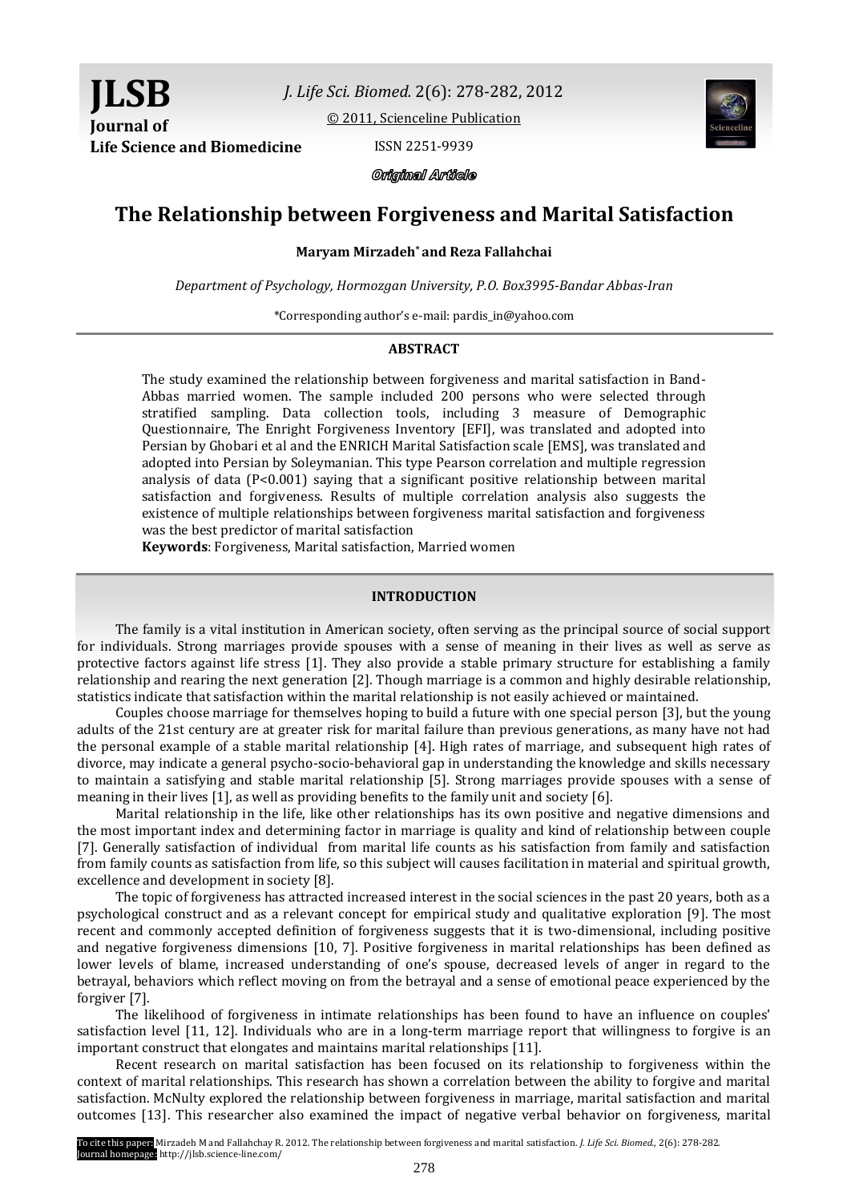**JLSB**
**Journal of Life Science and Biomedicine**

*J. Life Sci. Biomed.* 2(6): 278-282, 2012

© 2011, Scienceline Publication

ISSN 2251-9939

*Original Article*

# The Relationship between Forgiveness and Marital Satisfaction

**Maryam Mirzadeh*** **and Reza Fallahchai**

*Department of Psychology, Hormozgan University, P.O. Box3995-Bandar Abbas-Iran*

*Corresponding author's e-mail: pardis_in@yahoo.com

## ABSTRACT

The study examined the relationship between forgiveness and marital satisfaction in Band-Abbas married women. The sample included 200 persons who were selected through stratified sampling. Data collection tools, including 3 measure of Demographic Questionnaire, The Enright Forgiveness Inventory [EFI], was translated and adopted into Persian by Ghobari et al and the ENRICH Marital Satisfaction scale [EMS], was translated and adopted into Persian by Soleymanian. This type Pearson correlation and multiple regression analysis of data (P<0.001) saying that a significant positive relationship between marital satisfaction and forgiveness. Results of multiple correlation analysis also suggests the existence of multiple relationships between forgiveness marital satisfaction and forgiveness was the best predictor of marital satisfaction

**Keywords**: Forgiveness, Marital satisfaction, Married women

## INTRODUCTION

The family is a vital institution in American society, often serving as the principal source of social support for individuals. Strong marriages provide spouses with a sense of meaning in their lives as well as serve as protective factors against life stress [1]. They also provide a stable primary structure for establishing a family relationship and rearing the next generation [2]. Though marriage is a common and highly desirable relationship, statistics indicate that satisfaction within the marital relationship is not easily achieved or maintained.

Couples choose marriage for themselves hoping to build a future with one special person [3], but the young adults of the 21st century are at greater risk for marital failure than previous generations, as many have not had the personal example of a stable marital relationship [4]. High rates of marriage, and subsequent high rates of divorce, may indicate a general psycho-socio-behavioral gap in understanding the knowledge and skills necessary to maintain a satisfying and stable marital relationship [5]. Strong marriages provide spouses with a sense of meaning in their lives [1], as well as providing benefits to the family unit and society [6].

Marital relationship in the life, like other relationships has its own positive and negative dimensions and the most important index and determining factor in marriage is quality and kind of relationship between couple [7]. Generally satisfaction of individual from marital life counts as his satisfaction from family and satisfaction from family counts as satisfaction from life, so this subject will causes facilitation in material and spiritual growth, excellence and development in society [8].

The topic of forgiveness has attracted increased interest in the social sciences in the past 20 years, both as a psychological construct and as a relevant concept for empirical study and qualitative exploration [9]. The most recent and commonly accepted definition of forgiveness suggests that it is two-dimensional, including positive and negative forgiveness dimensions [10, 7]. Positive forgiveness in marital relationships has been defined as lower levels of blame, increased understanding of one's spouse, decreased levels of anger in regard to the betrayal, behaviors which reflect moving on from the betrayal and a sense of emotional peace experienced by the forgiver [7].

The likelihood of forgiveness in intimate relationships has been found to have an influence on couples' satisfaction level [11, 12]. Individuals who are in a long-term marriage report that willingness to forgive is an important construct that elongates and maintains marital relationships [11].

Recent research on marital satisfaction has been focused on its relationship to forgiveness within the context of marital relationships. This research has shown a correlation between the ability to forgive and marital satisfaction. McNulty explored the relationship between forgiveness in marriage, marital satisfaction and marital outcomes [13]. This researcher also examined the impact of negative verbal behavior on forgiveness, marital

To cite this paper: Mirzadeh M and Fallahchay R. 2012. The relationship between forgiveness and marital satisfaction. *J. Life Sci. Biomed.*, 2(6): 278-282.
Journal homepage: http://jlsb.science-line.com/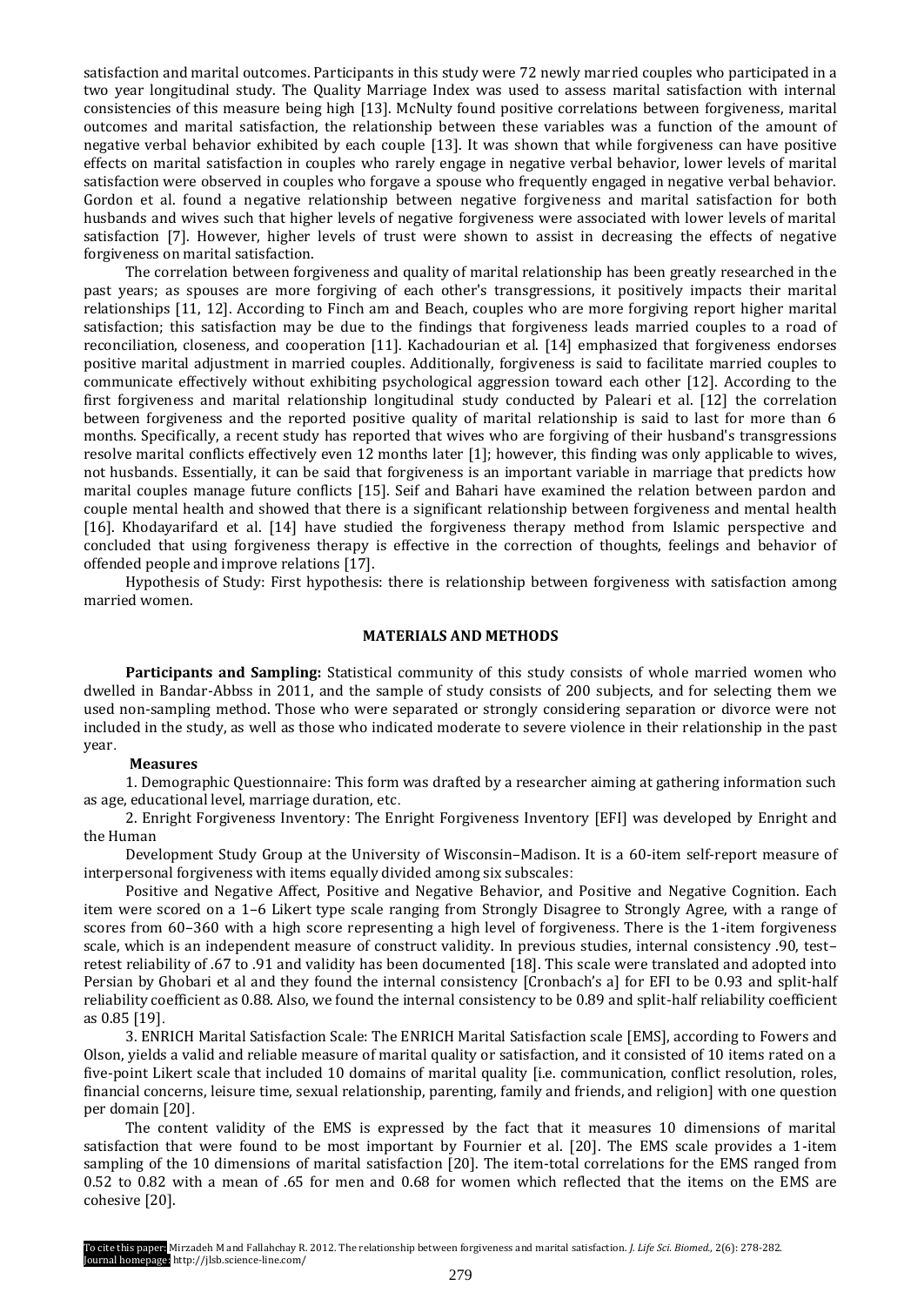satisfaction and marital outcomes. Participants in this study were 72 newly married couples who participated in a two year longitudinal study. The Quality Marriage Index was used to assess marital satisfaction with internal consistencies of this measure being high [13]. McNulty found positive correlations between forgiveness, marital outcomes and marital satisfaction, the relationship between these variables was a function of the amount of negative verbal behavior exhibited by each couple [13]. It was shown that while forgiveness can have positive effects on marital satisfaction in couples who rarely engage in negative verbal behavior, lower levels of marital satisfaction were observed in couples who forgave a spouse who frequently engaged in negative verbal behavior. Gordon et al. found a negative relationship between negative forgiveness and marital satisfaction for both husbands and wives such that higher levels of negative forgiveness were associated with lower levels of marital satisfaction [7]. However, higher levels of trust were shown to assist in decreasing the effects of negative forgiveness on marital satisfaction.

The correlation between forgiveness and quality of marital relationship has been greatly researched in the past years; as spouses are more forgiving of each other's transgressions, it positively impacts their marital relationships [11, 12]. According to Finch am and Beach, couples who are more forgiving report higher marital satisfaction; this satisfaction may be due to the findings that forgiveness leads married couples to a road of reconciliation, closeness, and cooperation [11]. Kachadourian et al. [14] emphasized that forgiveness endorses positive marital adjustment in married couples. Additionally, forgiveness is said to facilitate married couples to communicate effectively without exhibiting psychological aggression toward each other [12]. According to the first forgiveness and marital relationship longitudinal study conducted by Paleari et al. [12] the correlation between forgiveness and the reported positive quality of marital relationship is said to last for more than 6 months. Specifically, a recent study has reported that wives who are forgiving of their husband's transgressions resolve marital conflicts effectively even 12 months later [1]; however, this finding was only applicable to wives, not husbands. Essentially, it can be said that forgiveness is an important variable in marriage that predicts how marital couples manage future conflicts [15]. Seif and Bahari have examined the relation between pardon and couple mental health and showed that there is a significant relationship between forgiveness and mental health [16]. Khodayarifard et al. [14] have studied the forgiveness therapy method from Islamic perspective and concluded that using forgiveness therapy is effective in the correction of thoughts, feelings and behavior of offended people and improve relations [17].

Hypothesis of Study: First hypothesis: there is relationship between forgiveness with satisfaction among married women.

## MATERIALS AND METHODS

**Participants and Sampling:** Statistical community of this study consists of whole married women who dwelled in Bandar-Abbss in 2011, and the sample of study consists of 200 subjects, and for selecting them we used non-sampling method. Those who were separated or strongly considering separation or divorce were not included in the study, as well as those who indicated moderate to severe violence in their relationship in the past year.

**Measures**

1. Demographic Questionnaire: This form was drafted by a researcher aiming at gathering information such as age, educational level, marriage duration, etc.

2. Enright Forgiveness Inventory: The Enright Forgiveness Inventory [EFI] was developed by Enright and the Human

Development Study Group at the University of Wisconsin–Madison. It is a 60-item self-report measure of interpersonal forgiveness with items equally divided among six subscales:

Positive and Negative Affect, Positive and Negative Behavior, and Positive and Negative Cognition. Each item were scored on a 1–6 Likert type scale ranging from Strongly Disagree to Strongly Agree, with a range of scores from 60–360 with a high score representing a high level of forgiveness. There is the 1-item forgiveness scale, which is an independent measure of construct validity. In previous studies, internal consistency .90, test–retest reliability of .67 to .91 and validity has been documented [18]. This scale were translated and adopted into Persian by Ghobari et al and they found the internal consistency [Cronbach's a] for EFI to be 0.93 and split-half reliability coefficient as 0.88. Also, we found the internal consistency to be 0.89 and split-half reliability coefficient as 0.85 [19].

3. ENRICH Marital Satisfaction Scale: The ENRICH Marital Satisfaction scale [EMS], according to Fowers and Olson, yields a valid and reliable measure of marital quality or satisfaction, and it consisted of 10 items rated on a five-point Likert scale that included 10 domains of marital quality [i.e. communication, conflict resolution, roles, financial concerns, leisure time, sexual relationship, parenting, family and friends, and religion] with one question per domain [20].

The content validity of the EMS is expressed by the fact that it measures 10 dimensions of marital satisfaction that were found to be most important by Fournier et al. [20]. The EMS scale provides a 1-item sampling of the 10 dimensions of marital satisfaction [20]. The item-total correlations for the EMS ranged from 0.52 to 0.82 with a mean of .65 for men and 0.68 for women which reflected that the items on the EMS are cohesive [20].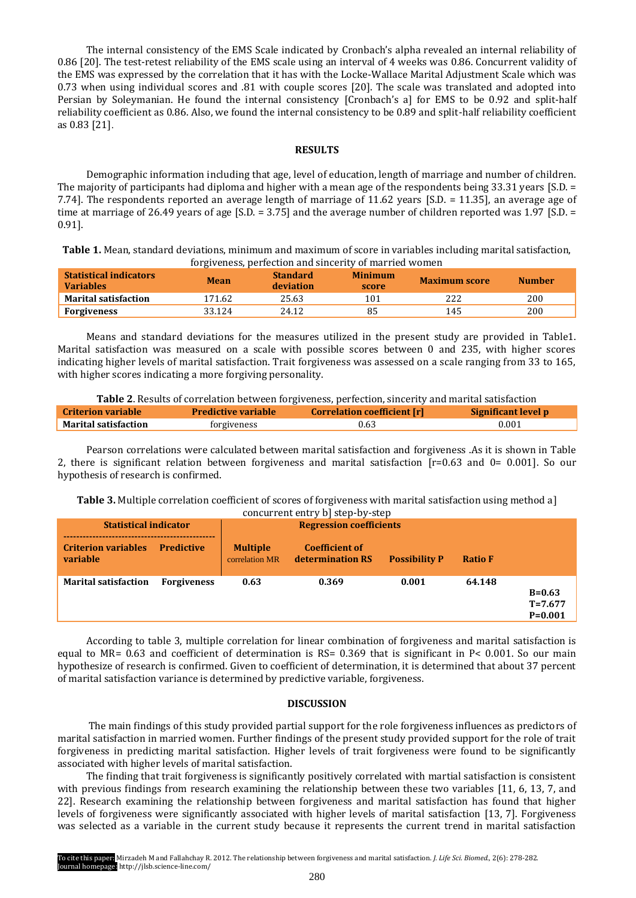The internal consistency of the EMS Scale indicated by Cronbach's alpha revealed an internal reliability of 0.86 [20]. The test-retest reliability of the EMS scale using an interval of 4 weeks was 0.86. Concurrent validity of the EMS was expressed by the correlation that it has with the Locke-Wallace Marital Adjustment Scale which was 0.73 when using individual scores and .81 with couple scores [20]. The scale was translated and adopted into Persian by Soleymanian. He found the internal consistency [Cronbach's a] for EMS to be 0.92 and split-half reliability coefficient as 0.86. Also, we found the internal consistency to be 0.89 and split-half reliability coefficient as 0.83 [21].

## RESULTS

Demographic information including that age, level of education, length of marriage and number of children. The majority of participants had diploma and higher with a mean age of the respondents being 33.31 years [S.D. = 7.74]. The respondents reported an average length of marriage of 11.62 years [S.D. = 11.35], an average age of time at marriage of 26.49 years of age [S.D. = 3.75] and the average number of children reported was 1.97 [S.D. = 0.91].

**Table 1.** Mean, standard deviations, minimum and maximum of score in variables including marital satisfaction, forgiveness, perfection and sincerity of married women

| Statistical indicators Variables | Mean | Standard deviation | Minimum score | Maximum score | Number |
|---|---|---|---|---|---|
| **Marital satisfaction** | 171.62 | 25.63 | 101 | 222 | 200 |
| **Forgiveness** | 33.124 | 24.12 | 85 | 145 | 200 |

Means and standard deviations for the measures utilized in the present study are provided in Table1. Marital satisfaction was measured on a scale with possible scores between 0 and 235, with higher scores indicating higher levels of marital satisfaction. Trait forgiveness was assessed on a scale ranging from 33 to 165, with higher scores indicating a more forgiving personality.

**Table 2**. Results of correlation between forgiveness, perfection, sincerity and marital satisfaction

| Criterion variable | Predictive variable | Correlation coefficient [r] | Significant level p |
|---|---|---|---|
| **Marital satisfaction** | forgiveness | 0.63 | 0.001 |

Pearson correlations were calculated between marital satisfaction and forgiveness .As it is shown in Table 2, there is significant relation between forgiveness and marital satisfaction [r=0.63 and 0= 0.001]. So our hypothesis of research is confirmed.

**Table 3.** Multiple correlation coefficient of scores of forgiveness with marital satisfaction using method a] concurrent entry b] step-by-step

| Statistical indicator | | Regression coefficients | | | | |
|---|---|---|---|---|---|---|
| **Criterion variables** | **Predictive variable** | **Multiple correlation MR** | **Coefficient of determination RS** | **Possibility P** | **Ratio F** | |
| **Marital satisfaction** | **Forgiveness** | **0.63** | **0.369** | **0.001** | **64.148** | **B=0.63 T=7.677 P=0.001** |

According to table 3, multiple correlation for linear combination of forgiveness and marital satisfaction is equal to MR= 0.63 and coefficient of determination is RS= 0.369 that is significant in P< 0.001. So our main hypothesize of research is confirmed. Given to coefficient of determination, it is determined that about 37 percent of marital satisfaction variance is determined by predictive variable, forgiveness.

## DISCUSSION

The main findings of this study provided partial support for the role forgiveness influences as predictors of marital satisfaction in married women. Further findings of the present study provided support for the role of trait forgiveness in predicting marital satisfaction. Higher levels of trait forgiveness were found to be significantly associated with higher levels of marital satisfaction.

The finding that trait forgiveness is significantly positively correlated with martial satisfaction is consistent with previous findings from research examining the relationship between these two variables [11, 6, 13, 7, and 22]. Research examining the relationship between forgiveness and marital satisfaction has found that higher levels of forgiveness were significantly associated with higher levels of marital satisfaction [13, 7]. Forgiveness was selected as a variable in the current study because it represents the current trend in marital satisfaction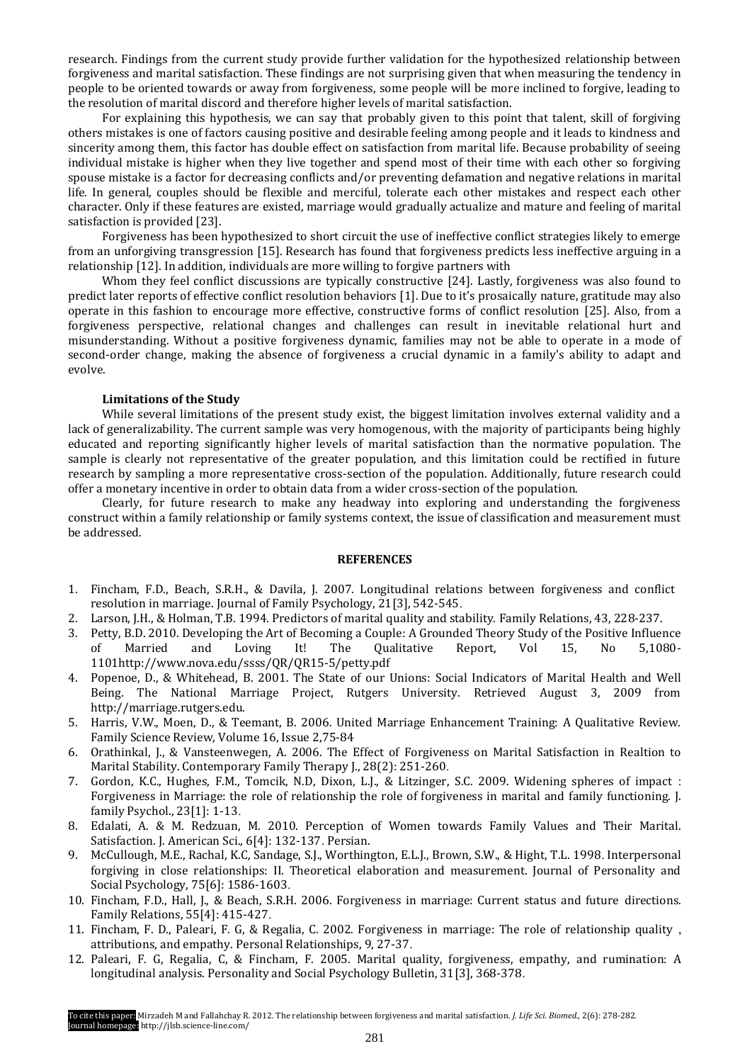research. Findings from the current study provide further validation for the hypothesized relationship between forgiveness and marital satisfaction. These findings are not surprising given that when measuring the tendency in people to be oriented towards or away from forgiveness, some people will be more inclined to forgive, leading to the resolution of marital discord and therefore higher levels of marital satisfaction.

For explaining this hypothesis, we can say that probably given to this point that talent, skill of forgiving others mistakes is one of factors causing positive and desirable feeling among people and it leads to kindness and sincerity among them, this factor has double effect on satisfaction from marital life. Because probability of seeing individual mistake is higher when they live together and spend most of their time with each other so forgiving spouse mistake is a factor for decreasing conflicts and/or preventing defamation and negative relations in marital life. In general, couples should be flexible and merciful, tolerate each other mistakes and respect each other character. Only if these features are existed, marriage would gradually actualize and mature and feeling of marital satisfaction is provided [23].

Forgiveness has been hypothesized to short circuit the use of ineffective conflict strategies likely to emerge from an unforgiving transgression [15]. Research has found that forgiveness predicts less ineffective arguing in a relationship [12]. In addition, individuals are more willing to forgive partners with

Whom they feel conflict discussions are typically constructive [24]. Lastly, forgiveness was also found to predict later reports of effective conflict resolution behaviors [1]. Due to it's prosaically nature, gratitude may also operate in this fashion to encourage more effective, constructive forms of conflict resolution [25]. Also, from a forgiveness perspective, relational changes and challenges can result in inevitable relational hurt and misunderstanding. Without a positive forgiveness dynamic, families may not be able to operate in a mode of second-order change, making the absence of forgiveness a crucial dynamic in a family's ability to adapt and evolve.

### Limitations of the Study

While several limitations of the present study exist, the biggest limitation involves external validity and a lack of generalizability. The current sample was very homogenous, with the majority of participants being highly educated and reporting significantly higher levels of marital satisfaction than the normative population. The sample is clearly not representative of the greater population, and this limitation could be rectified in future research by sampling a more representative cross-section of the population. Additionally, future research could offer a monetary incentive in order to obtain data from a wider cross-section of the population.

Clearly, for future research to make any headway into exploring and understanding the forgiveness construct within a family relationship or family systems context, the issue of classification and measurement must be addressed.

## REFERENCES

1. Fincham, F.D., Beach, S.R.H., & Davila, J. 2007. Longitudinal relations between forgiveness and conflict resolution in marriage. Journal of Family Psychology, 21[3], 542-545.
2. Larson, J.H., & Holman, T.B. 1994. Predictors of marital quality and stability. Family Relations, 43, 228-237.
3. Petty, B.D. 2010. Developing the Art of Becoming a Couple: A Grounded Theory Study of the Positive Influence of Married and Loving It! The Qualitative Report, Vol 15, No 5,1080-1101http://www.nova.edu/ssss/QR/QR15-5/petty.pdf
4. Popenoe, D., & Whitehead, B. 2001. The State of our Unions: Social Indicators of Marital Health and Well Being. The National Marriage Project, Rutgers University. Retrieved August 3, 2009 from http://marriage.rutgers.edu.
5. Harris, V.W., Moen, D., & Teemant, B. 2006. United Marriage Enhancement Training: A Qualitative Review. Family Science Review, Volume 16, Issue 2,75-84
6. Orathinkal, J., & Vansteenwegen, A. 2006. The Effect of Forgiveness on Marital Satisfaction in Realtion to Marital Stability. Contemporary Family Therapy J., 28(2): 251-260.
7. Gordon, K.C., Hughes, F.M., Tomcik, N.D, Dixon, L.J., & Litzinger, S.C. 2009. Widening spheres of impact : Forgiveness in Marriage: the role of relationship the role of forgiveness in marital and family functioning. J. family Psychol., 23[1]: 1-13.
8. Edalati, A. & M. Redzuan, M. 2010. Perception of Women towards Family Values and Their Marital. Satisfaction. J. American Sci., 6[4]: 132-137. Persian.
9. McCullough, M.E., Rachal, K.C, Sandage, S.J., Worthington, E.L.J., Brown, S.W., & Hight, T.L. 1998. Interpersonal forgiving in close relationships: II. Theoretical elaboration and measurement. Journal of Personality and Social Psychology, 75[6]: 1586-1603.
10. Fincham, F.D., Hall, J., & Beach, S.R.H. 2006. Forgiveness in marriage: Current status and future directions. Family Relations, 55[4]: 415-427.
11. Fincham, F. D., Paleari, F. G, & Regalia, C. 2002. Forgiveness in marriage: The role of relationship quality , attributions, and empathy. Personal Relationships, 9, 27-37.
12. Paleari, F. G, Regalia, C, & Fincham, F. 2005. Marital quality, forgiveness, empathy, and rumination: A longitudinal analysis. Personality and Social Psychology Bulletin, 31[3], 368-378.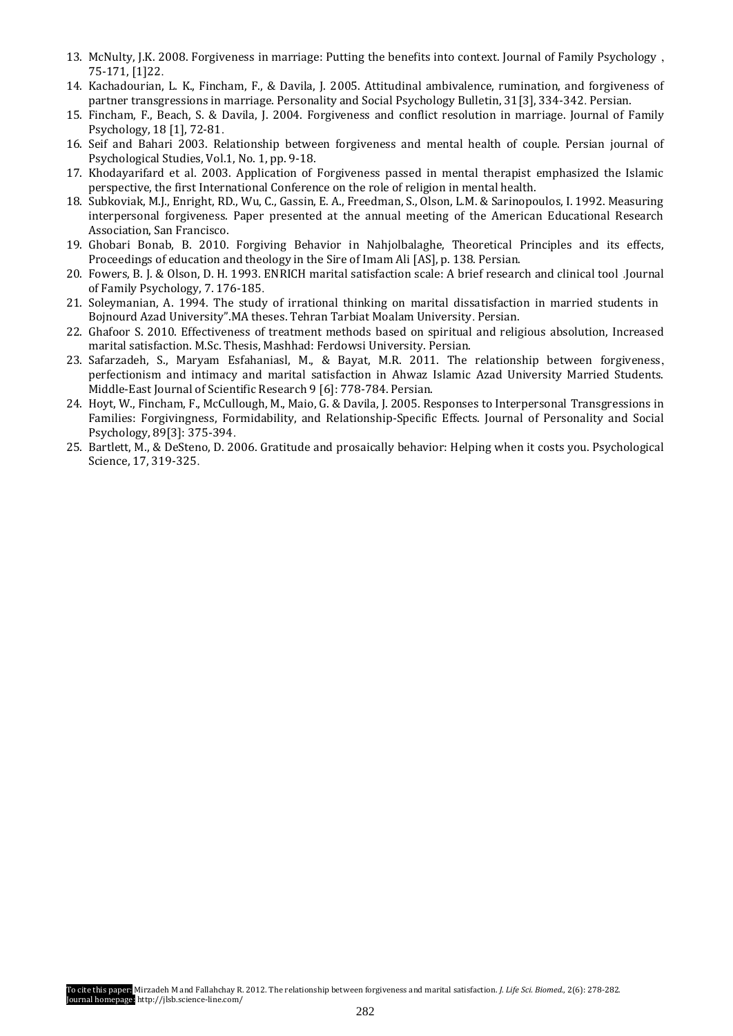13. McNulty, J.K. 2008. Forgiveness in marriage: Putting the benefits into context. Journal of Family Psychology , 75-171, [1]22.
14. Kachadourian, L. K., Fincham, F., & Davila, J. 2005. Attitudinal ambivalence, rumination, and forgiveness of partner transgressions in marriage. Personality and Social Psychology Bulletin, 31[3], 334-342. Persian.
15. Fincham, F., Beach, S. & Davila, J. 2004. Forgiveness and conflict resolution in marriage. Journal of Family Psychology, 18 [1], 72-81.
16. Seif and Bahari 2003. Relationship between forgiveness and mental health of couple. Persian journal of Psychological Studies, Vol.1, No. 1, pp. 9-18.
17. Khodayarifard et al. 2003. Application of Forgiveness passed in mental therapist emphasized the Islamic perspective, the first International Conference on the role of religion in mental health.
18. Subkoviak, M.J., Enright, RD., Wu, C., Gassin, E. A., Freedman, S., Olson, L.M. & Sarinopoulos, I. 1992. Measuring interpersonal forgiveness. Paper presented at the annual meeting of the American Educational Research Association, San Francisco.
19. Ghobari Bonab, B. 2010. Forgiving Behavior in Nahjolbalaghe, Theoretical Principles and its effects, Proceedings of education and theology in the Sire of Imam Ali [AS], p. 138. Persian.
20. Fowers, B. J. & Olson, D. H. 1993. ENRICH marital satisfaction scale: A brief research and clinical tool .Journal of Family Psychology, 7. 176-185.
21. Soleymanian, A. 1994. The study of irrational thinking on marital dissatisfaction in married students in Bojnourd Azad University".MA theses. Tehran Tarbiat Moalam University. Persian.
22. Ghafoor S. 2010. Effectiveness of treatment methods based on spiritual and religious absolution, Increased marital satisfaction. M.Sc. Thesis, Mashhad: Ferdowsi University. Persian.
23. Safarzadeh, S., Maryam Esfahaniasl, M., & Bayat, M.R. 2011. The relationship between forgiveness, perfectionism and intimacy and marital satisfaction in Ahwaz Islamic Azad University Married Students. Middle-East Journal of Scientific Research 9 [6]: 778-784. Persian.
24. Hoyt, W., Fincham, F., McCullough, M., Maio, G. & Davila, J. 2005. Responses to Interpersonal Transgressions in Families: Forgivingness, Formidability, and Relationship-Specific Effects. Journal of Personality and Social Psychology, 89[3]: 375-394.
25. Bartlett, M., & DeSteno, D. 2006. Gratitude and prosaically behavior: Helping when it costs you. Psychological Science, 17, 319-325.